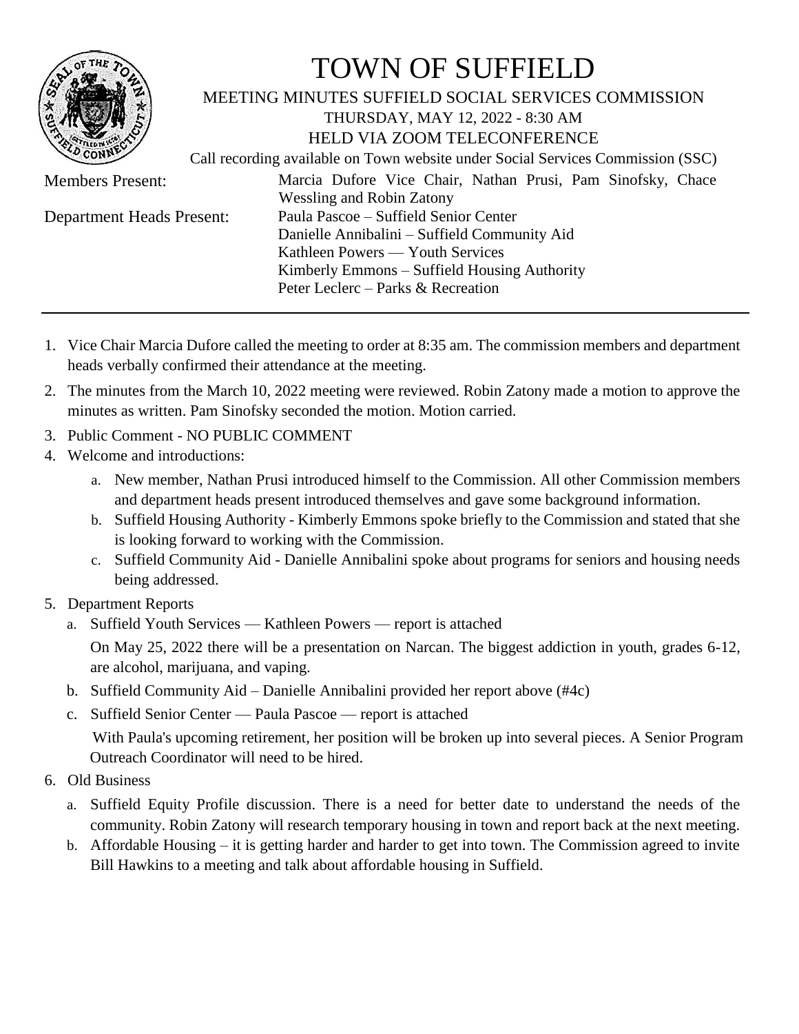# TOWN OF SUFFIELD

MEETING MINUTES SUFFIELD SOCIAL SERVICES COMMISSION
THURSDAY, MAY 12, 2022 - 8:30 AM
HELD VIA ZOOM TELECONFERENCE
Call recording available on Town website under Social Services Commission (SSC)

| | |
|---|---|
| Members Present: | Marcia Dufore Vice Chair, Nathan Prusi, Pam Sinofsky, Chace Wessling and Robin Zatony |
| Department Heads Present: | Paula Pascoe – Suffield Senior Center<br>Danielle Annibalini – Suffield Community Aid<br>Kathleen Powers — Youth Services<br>Kimberly Emmons – Suffield Housing Authority<br>Peter Leclerc – Parks & Recreation |

---

1. Vice Chair Marcia Dufore called the meeting to order at 8:35 am. The commission members and department heads verbally confirmed their attendance at the meeting.
2. The minutes from the March 10, 2022 meeting were reviewed. Robin Zatony made a motion to approve the minutes as written. Pam Sinofsky seconded the motion. Motion carried.
3. Public Comment - NO PUBLIC COMMENT
4. Welcome and introductions:
   a. New member, Nathan Prusi introduced himself to the Commission. All other Commission members and department heads present introduced themselves and gave some background information.
   b. Suffield Housing Authority - Kimberly Emmons spoke briefly to the Commission and stated that she is looking forward to working with the Commission.
   c. Suffield Community Aid - Danielle Annibalini spoke about programs for seniors and housing needs being addressed.
5. Department Reports
   a. Suffield Youth Services — Kathleen Powers — report is attached

      On May 25, 2022 there will be a presentation on Narcan. The biggest addiction in youth, grades 6-12, are alcohol, marijuana, and vaping.
   b. Suffield Community Aid – Danielle Annibalini provided her report above (#4c)
   c. Suffield Senior Center — Paula Pascoe — report is attached

      With Paula's upcoming retirement, her position will be broken up into several pieces. A Senior Program Outreach Coordinator will need to be hired.
6. Old Business
   a. Suffield Equity Profile discussion. There is a need for better date to understand the needs of the community. Robin Zatony will research temporary housing in town and report back at the next meeting.
   b. Affordable Housing – it is getting harder and harder to get into town. The Commission agreed to invite Bill Hawkins to a meeting and talk about affordable housing in Suffield.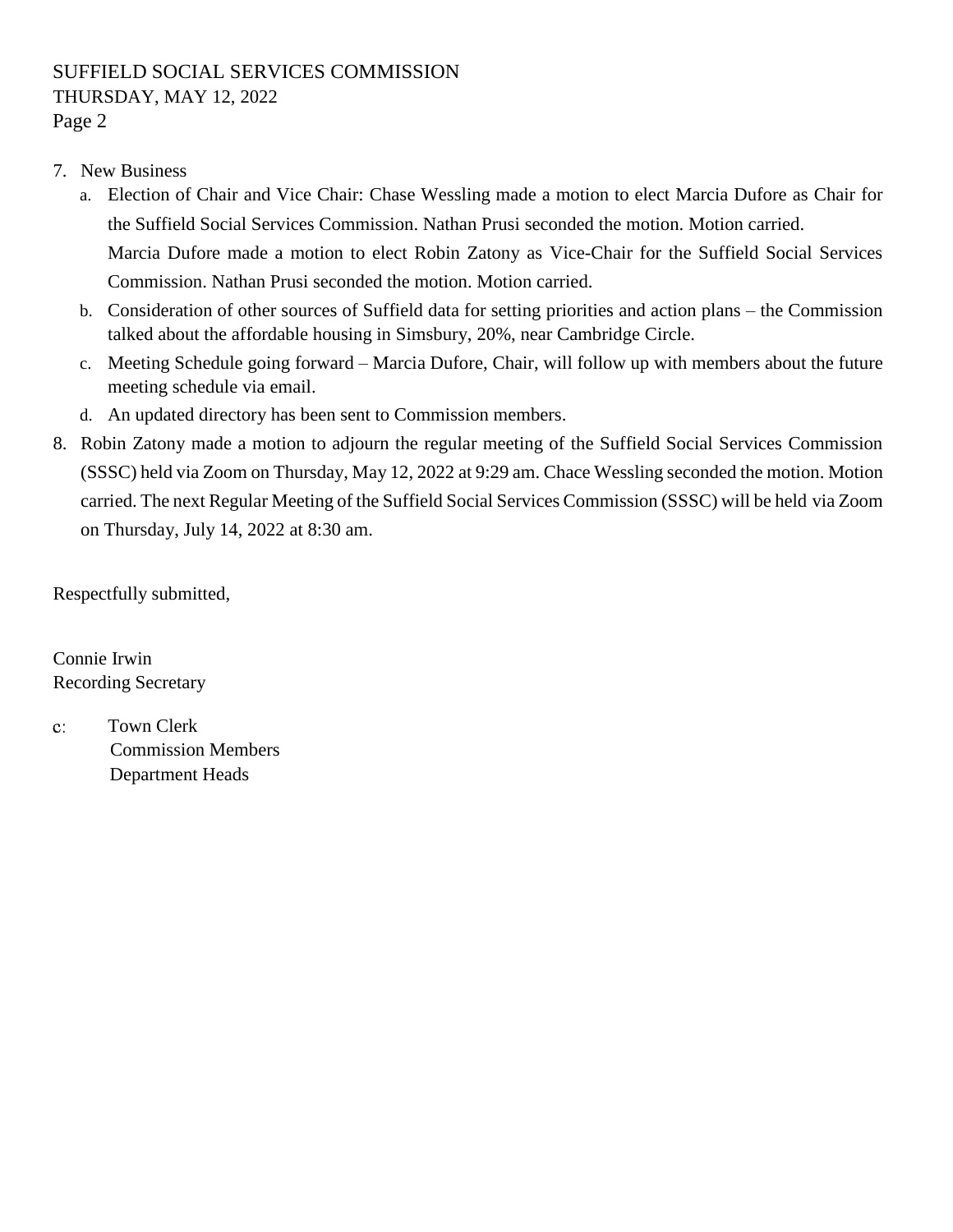7. New Business
   a. Election of Chair and Vice Chair: Chase Wessling made a motion to elect Marcia Dufore as Chair for the Suffield Social Services Commission. Nathan Prusi seconded the motion. Motion carried.
      Marcia Dufore made a motion to elect Robin Zatony as Vice-Chair for the Suffield Social Services Commission. Nathan Prusi seconded the motion. Motion carried.
   b. Consideration of other sources of Suffield data for setting priorities and action plans – the Commission talked about the affordable housing in Simsbury, 20%, near Cambridge Circle.
   c. Meeting Schedule going forward – Marcia Dufore, Chair, will follow up with members about the future meeting schedule via email.
   d. An updated directory has been sent to Commission members.
8. Robin Zatony made a motion to adjourn the regular meeting of the Suffield Social Services Commission (SSSC) held via Zoom on Thursday, May 12, 2022 at 9:29 am. Chace Wessling seconded the motion. Motion carried. The next Regular Meeting of the Suffield Social Services Commission (SSSC) will be held via Zoom on Thursday, July 14, 2022 at 8:30 am.

Respectfully submitted,

Connie Irwin
Recording Secretary

c: Town Clerk
   Commission Members
   Department Heads